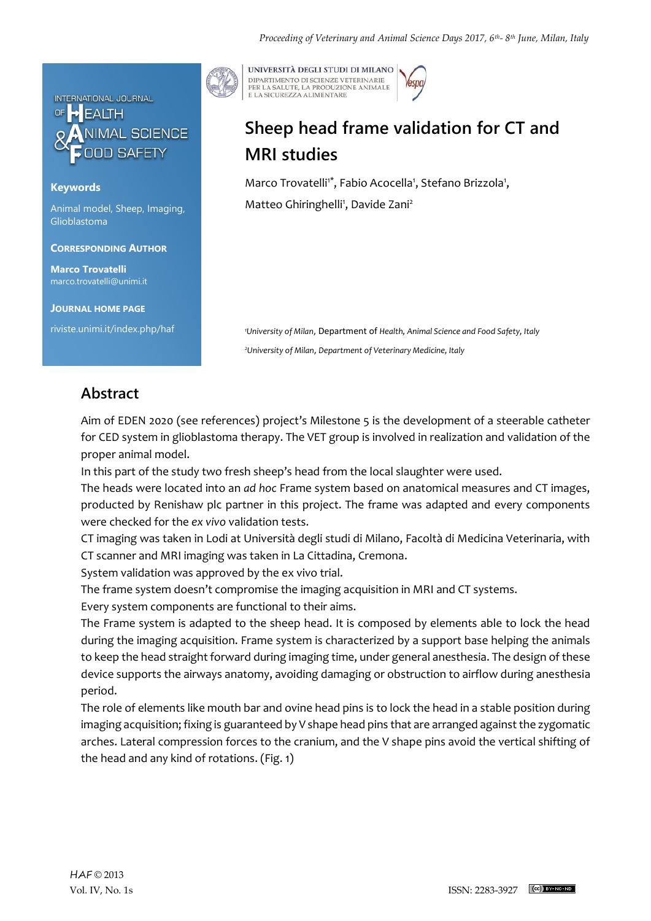INTERNATIONAL JOURNAL OF HEALTH & ANIMAL SCIENCE FOOD SAFETY

UNIVERSITÀ DEGLI STUDI DI MILANO
DIPARTIMENTO DI SCIENZE VETERINARIE PER LA SALUTE, LA PRODUZIONE ANIMALE E LA SICUREZZA ALIMENTARE

# Sheep head frame validation for CT and MRI studies

Marco Trovatelli[1]*, Fabio Acocella[1], Stefano Brizzola[1], Matteo Ghiringhelli[1], Davide Zani[2]

[1]University of Milan, Department of Health, Animal Science and Food Safety, Italy

[2]University of Milan, Department of Veterinary Medicine, Italy

**Keywords**

Animal model, Sheep, Imaging, Glioblastoma

**Corresponding Author**

**Marco Trovatelli**
marco.trovatelli@unimi.it

**Journal Home Page**

riviste.unimi.it/index.php/haf

## Abstract

Aim of EDEN 2020 (see references) project's Milestone 5 is the development of a steerable catheter for CED system in glioblastoma therapy. The VET group is involved in realization and validation of the proper animal model.

In this part of the study two fresh sheep's head from the local slaughter were used.

The heads were located into an *ad hoc* Frame system based on anatomical measures and CT images, producted by Renishaw plc partner in this project. The frame was adapted and every components were checked for the *ex vivo* validation tests.

CT imaging was taken in Lodi at Università degli studi di Milano, Facoltà di Medicina Veterinaria, with CT scanner and MRI imaging was taken in La Cittadina, Cremona.

System validation was approved by the ex vivo trial.

The frame system doesn't compromise the imaging acquisition in MRI and CT systems.

Every system components are functional to their aims.

The Frame system is adapted to the sheep head. It is composed by elements able to lock the head during the imaging acquisition. Frame system is characterized by a support base helping the animals to keep the head straight forward during imaging time, under general anesthesia. The design of these device supports the airways anatomy, avoiding damaging or obstruction to airflow during anesthesia period.

The role of elements like mouth bar and ovine head pins is to lock the head in a stable position during imaging acquisition; fixing is guaranteed by V shape head pins that are arranged against the zygomatic arches. Lateral compression forces to the cranium, and the V shape pins avoid the vertical shifting of the head and any kind of rotations. (Fig. 1)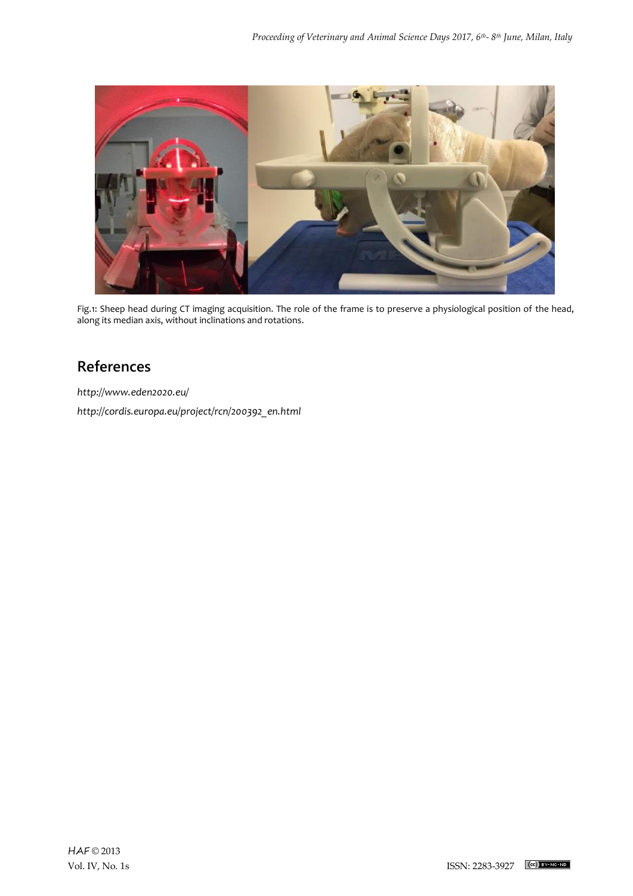Fig.1: Sheep head during CT imaging acquisition. The role of the frame is to preserve a physiological position of the head, along its median axis, without inclinations and rotations.

## References

*http://www.eden2020.eu/*

*http://cordis.europa.eu/project/rcn/200392_en.html*